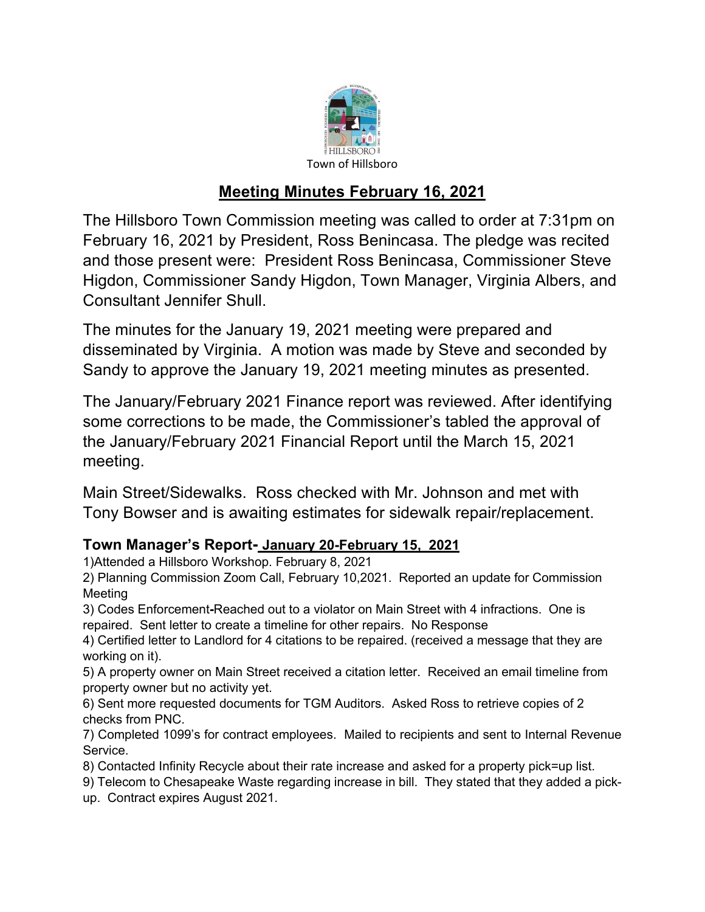Town of Hillsboro

# Meeting Minutes February 16, 2021

The Hillsboro Town Commission meeting was called to order at 7:31pm on February 16, 2021 by President, Ross Benincasa. The pledge was recited and those present were: President Ross Benincasa, Commissioner Steve Higdon, Commissioner Sandy Higdon, Town Manager, Virginia Albers, and Consultant Jennifer Shull.

The minutes for the January 19, 2021 meeting were prepared and disseminated by Virginia. A motion was made by Steve and seconded by Sandy to approve the January 19, 2021 meeting minutes as presented.

The January/February 2021 Finance report was reviewed. After identifying some corrections to be made, the Commissioner's tabled the approval of the January/February 2021 Financial Report until the March 15, 2021 meeting.

Main Street/Sidewalks. Ross checked with Mr. Johnson and met with Tony Bowser and is awaiting estimates for sidewalk repair/replacement.

### Town Manager's Report- January 20-February 15, 2021

1)Attended a Hillsboro Workshop. February 8, 2021
2) Planning Commission Zoom Call, February 10,2021. Reported an update for Commission Meeting
3) Codes Enforcement-Reached out to a violator on Main Street with 4 infractions. One is repaired. Sent letter to create a timeline for other repairs. No Response
4) Certified letter to Landlord for 4 citations to be repaired. (received a message that they are working on it).
5) A property owner on Main Street received a citation letter. Received an email timeline from property owner but no activity yet.
6) Sent more requested documents for TGM Auditors. Asked Ross to retrieve copies of 2 checks from PNC.
7) Completed 1099's for contract employees. Mailed to recipients and sent to Internal Revenue Service.
8) Contacted Infinity Recycle about their rate increase and asked for a property pick=up list.
9) Telecom to Chesapeake Waste regarding increase in bill. They stated that they added a pick-up. Contract expires August 2021.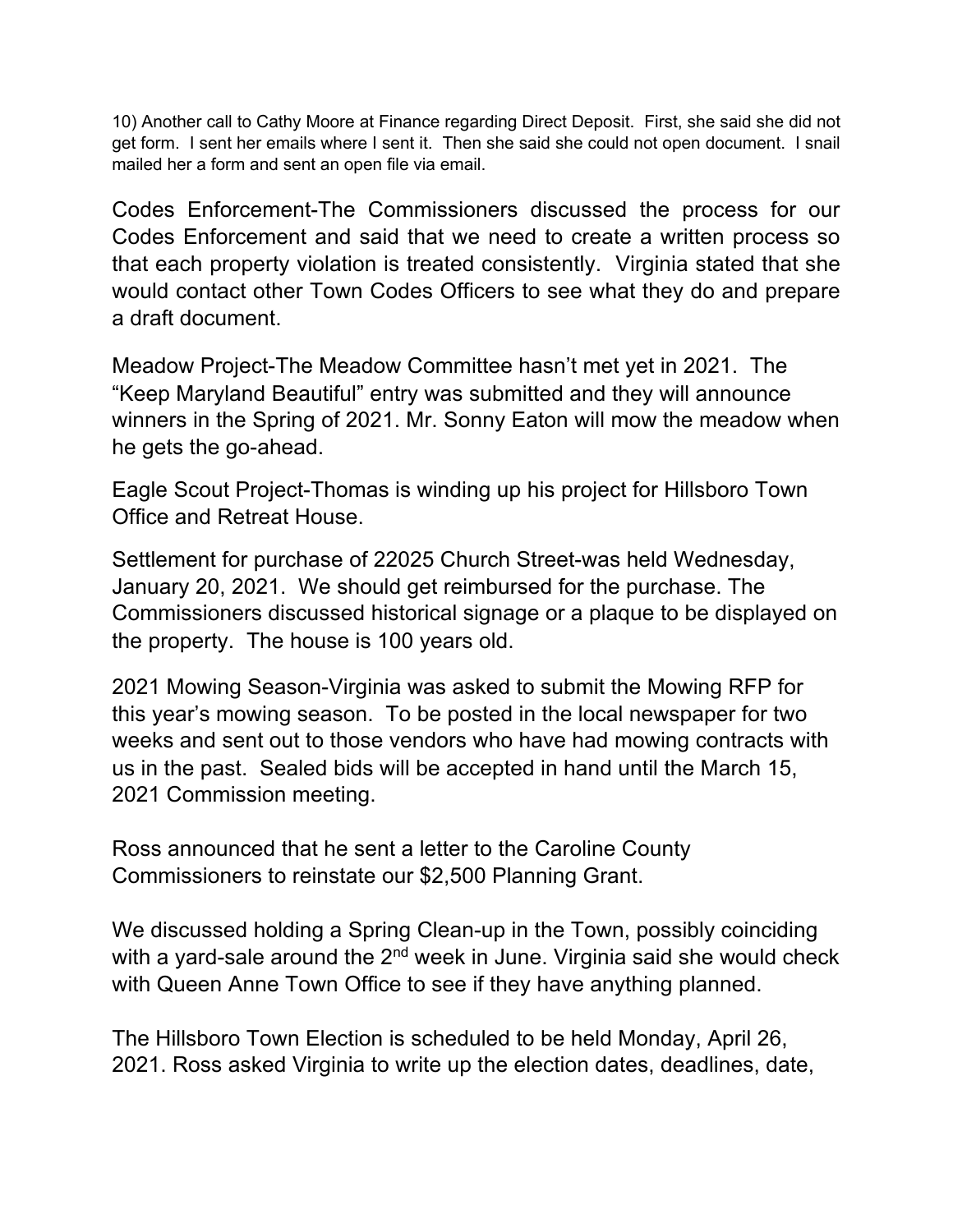10) Another call to Cathy Moore at Finance regarding Direct Deposit. First, she said she did not get form. I sent her emails where I sent it. Then she said she could not open document. I snail mailed her a form and sent an open file via email.

Codes Enforcement-The Commissioners discussed the process for our Codes Enforcement and said that we need to create a written process so that each property violation is treated consistently. Virginia stated that she would contact other Town Codes Officers to see what they do and prepare a draft document.

Meadow Project-The Meadow Committee hasn't met yet in 2021. The "Keep Maryland Beautiful" entry was submitted and they will announce winners in the Spring of 2021. Mr. Sonny Eaton will mow the meadow when he gets the go-ahead.

Eagle Scout Project-Thomas is winding up his project for Hillsboro Town Office and Retreat House.

Settlement for purchase of 22025 Church Street-was held Wednesday, January 20, 2021. We should get reimbursed for the purchase. The Commissioners discussed historical signage or a plaque to be displayed on the property. The house is 100 years old.

2021 Mowing Season-Virginia was asked to submit the Mowing RFP for this year's mowing season. To be posted in the local newspaper for two weeks and sent out to those vendors who have had mowing contracts with us in the past. Sealed bids will be accepted in hand until the March 15, 2021 Commission meeting.

Ross announced that he sent a letter to the Caroline County Commissioners to reinstate our $2,500 Planning Grant.

We discussed holding a Spring Clean-up in the Town, possibly coinciding with a yard-sale around the 2nd week in June. Virginia said she would check with Queen Anne Town Office to see if they have anything planned.

The Hillsboro Town Election is scheduled to be held Monday, April 26, 2021. Ross asked Virginia to write up the election dates, deadlines, date,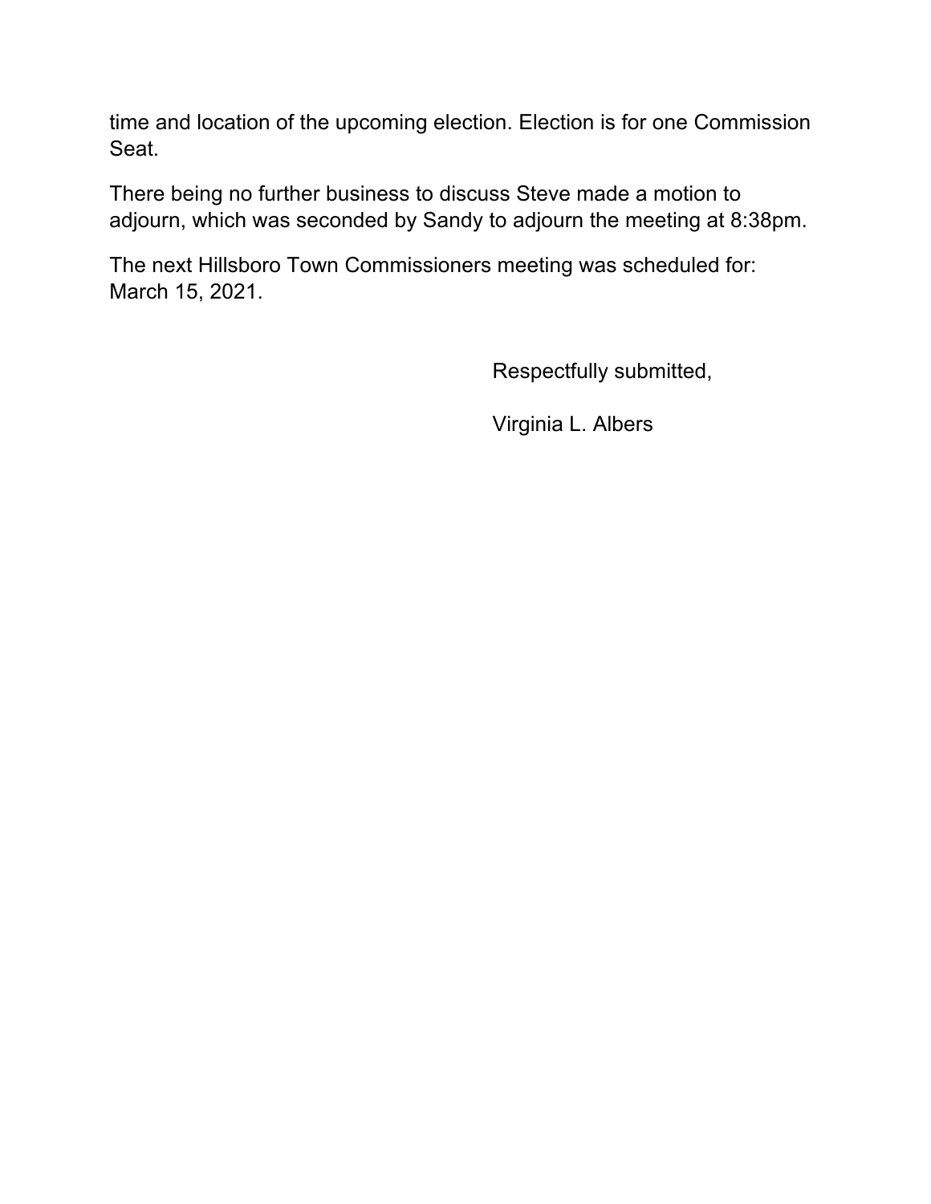time and location of the upcoming election. Election is for one Commission Seat.

There being no further business to discuss Steve made a motion to adjourn, which was seconded by Sandy to adjourn the meeting at 8:38pm.

The next Hillsboro Town Commissioners meeting was scheduled for: March 15, 2021.

Respectfully submitted,

Virginia L. Albers